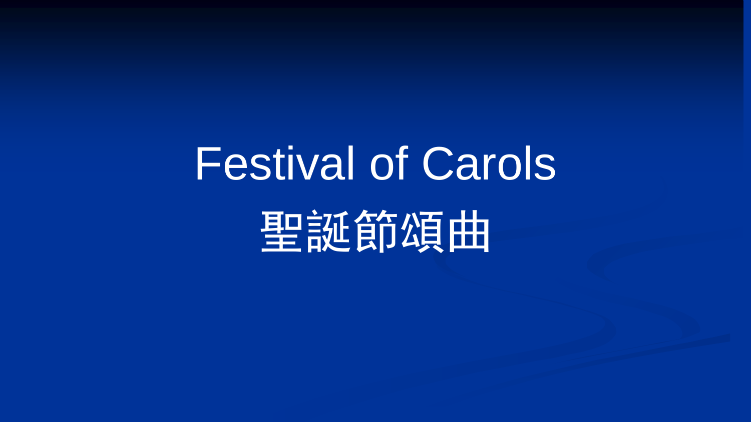# Festival of Carols

# 聖誕節頌曲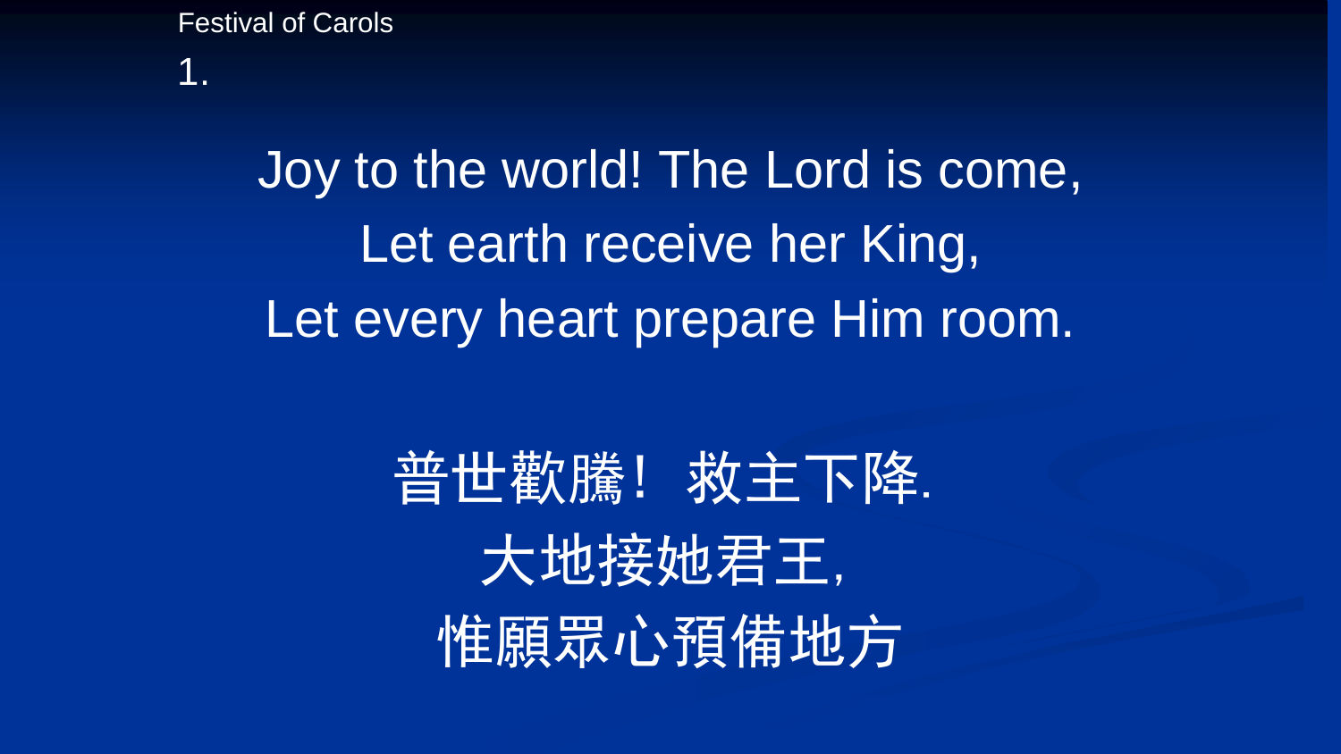Festival of Carols

1.

Joy to the world! The Lord is come,
Let earth receive her King,
Let every heart prepare Him room.

普世歡騰！救主下降.
大地接她君王,
惟願眾心預備地方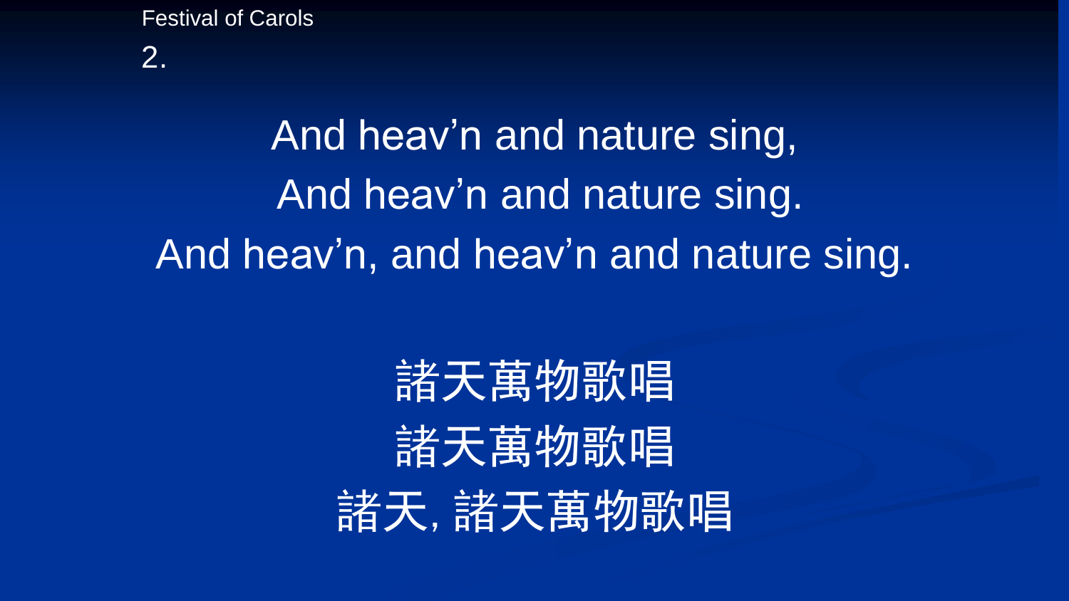Festival of Carols

2.

And heav’n and nature sing,

And heav’n and nature sing.

And heav’n, and heav’n and nature sing.

諸天萬物歌唱

諸天萬物歌唱

諸天, 諸天萬物歌唱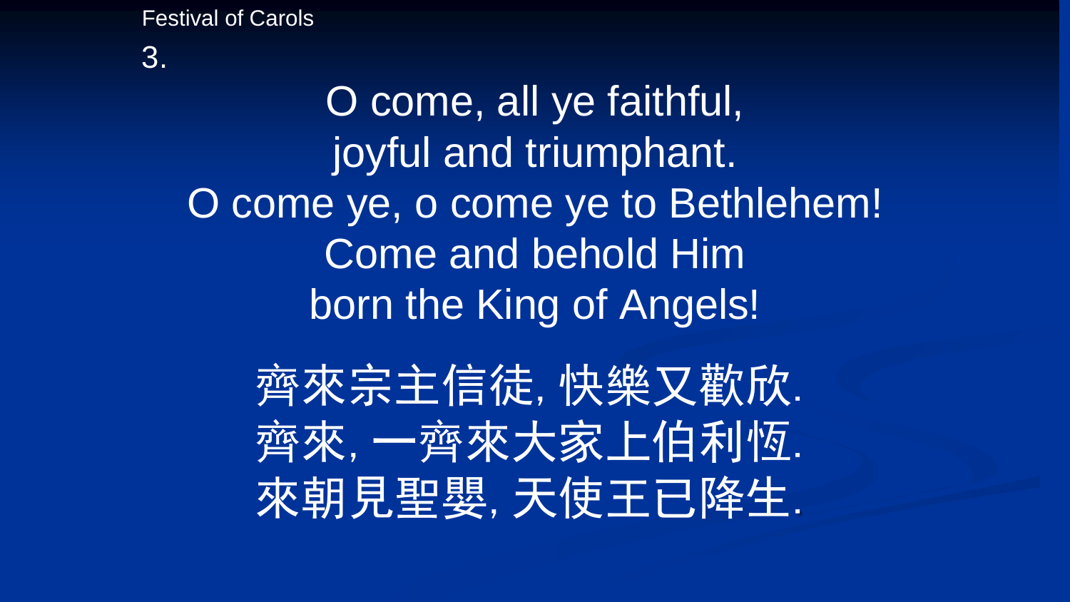Festival of Carols

3.

O come, all ye faithful,
joyful and triumphant.
O come ye, o come ye to Bethlehem!
Come and behold Him
born the King of Angels!

齊來宗主信徒, 快樂又歡欣.
齊來, 一齊來大家上伯利恆.
來朝見聖嬰, 天使王已降生.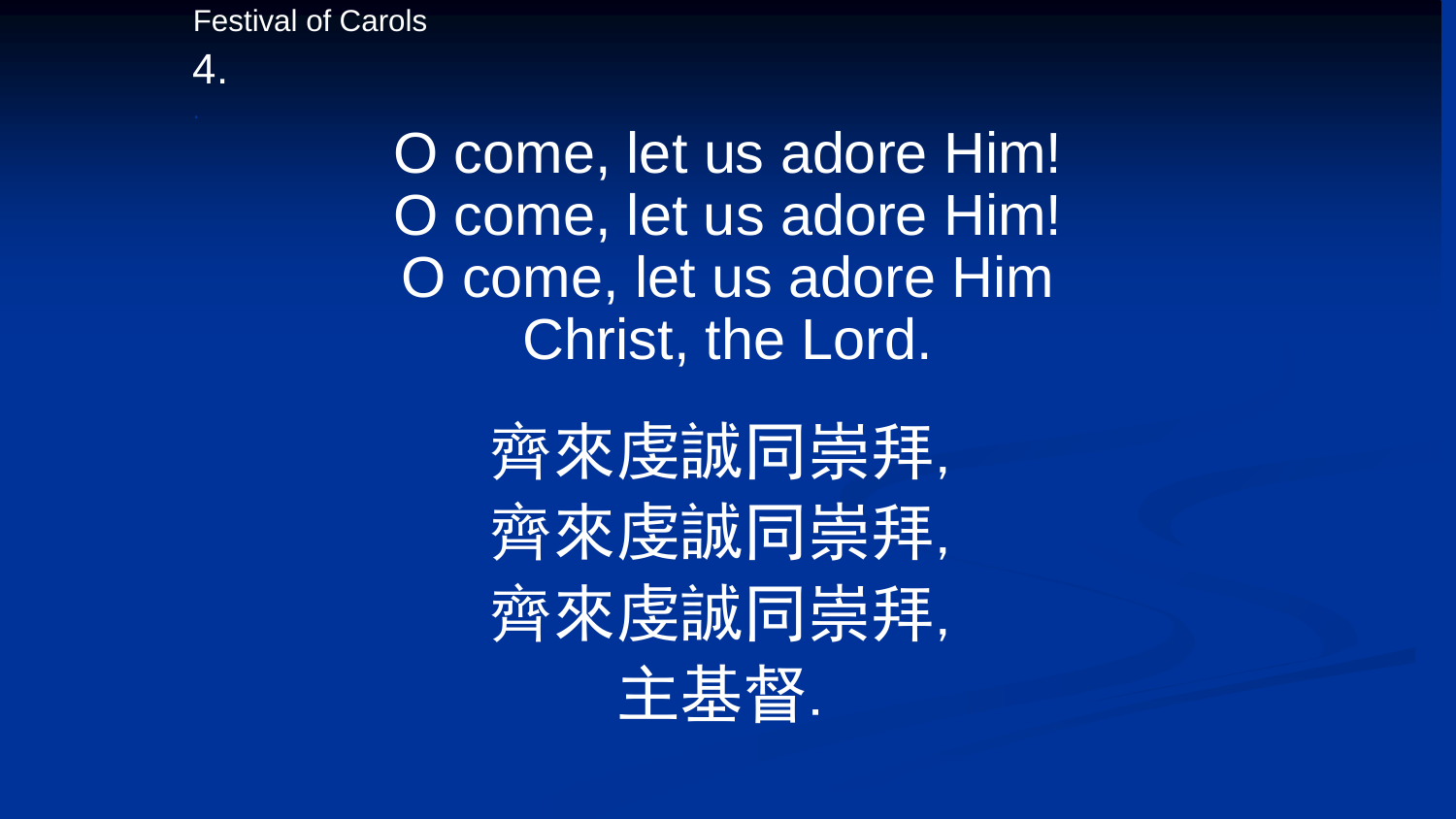Festival of Carols

4.

O come, let us adore Him!
O come, let us adore Him!
O come, let us adore Him
Christ, the Lord.

齊來虔誠同崇拜,
齊來虔誠同崇拜,
齊來虔誠同崇拜,
主基督.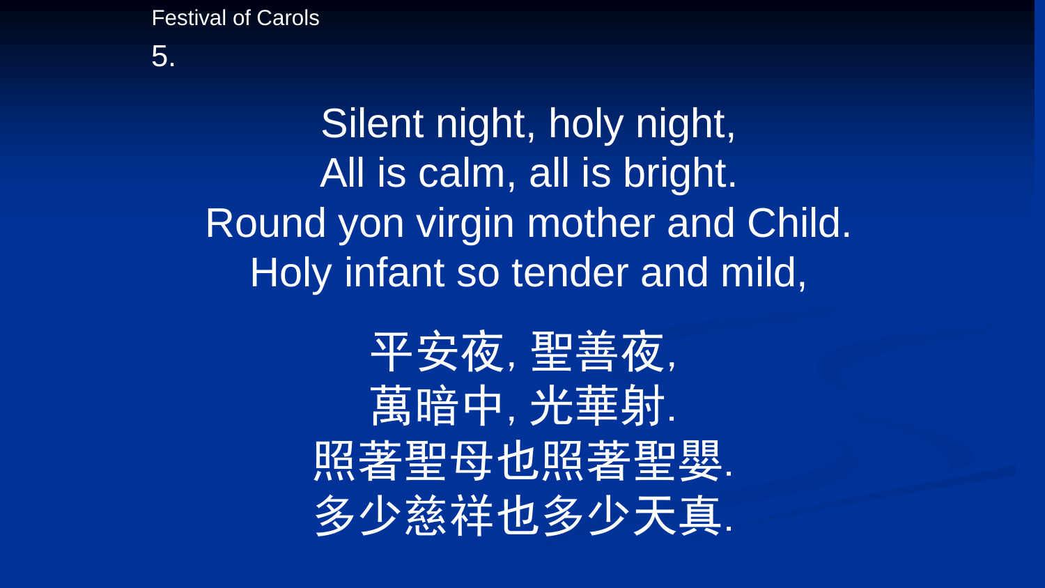Festival of Carols

5.

Silent night, holy night,
All is calm, all is bright.
Round yon virgin mother and Child.
Holy infant so tender and mild,

平安夜, 聖善夜,
萬暗中, 光華射.
照著聖母也照著聖嬰.
多少慈祥也多少天真.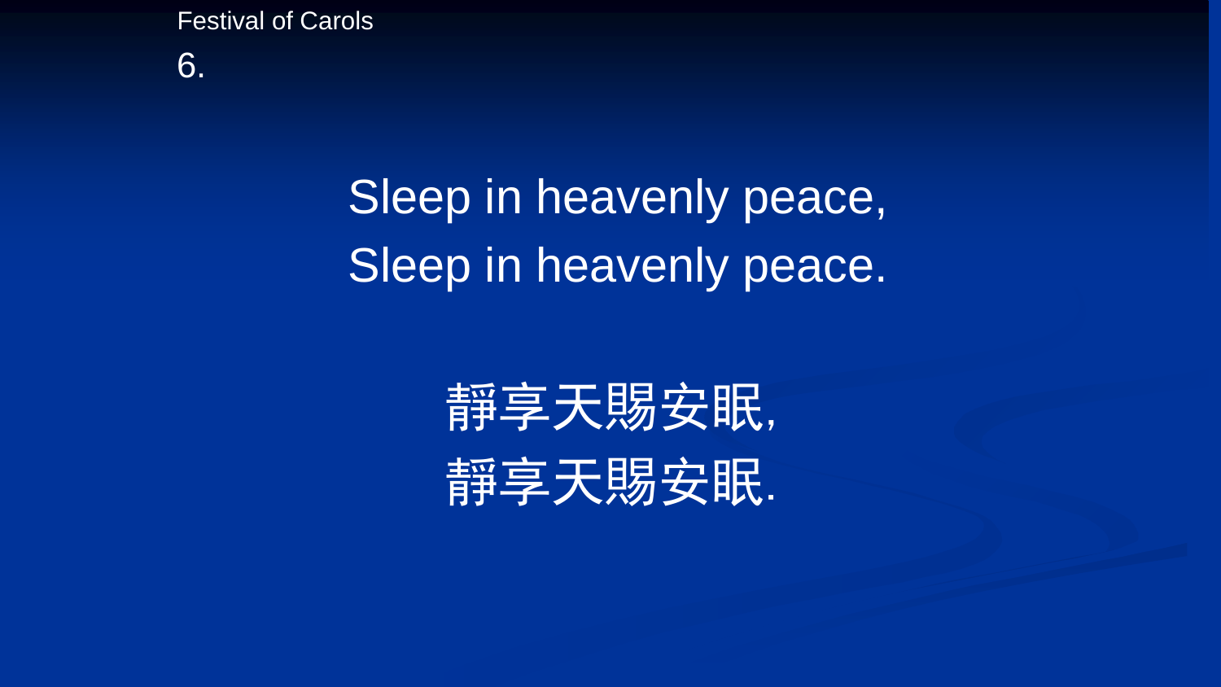Festival of Carols

6.

Sleep in heavenly peace,
Sleep in heavenly peace.

靜享天賜安眠,
靜享天賜安眠.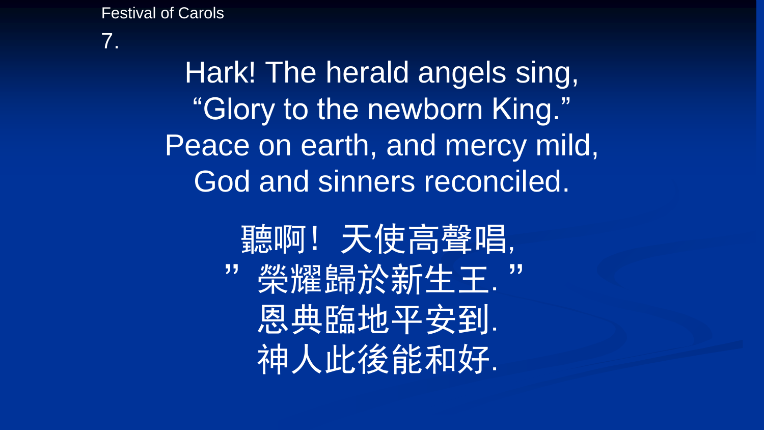Festival of Carols

7.

Hark! The herald angels sing,
“Glory to the newborn King.”
Peace on earth, and mercy mild,
God and sinners reconciled.

聽啊！天使高聲唱,
”榮耀歸於新生王.”
恩典臨地平安到.
神人此後能和好.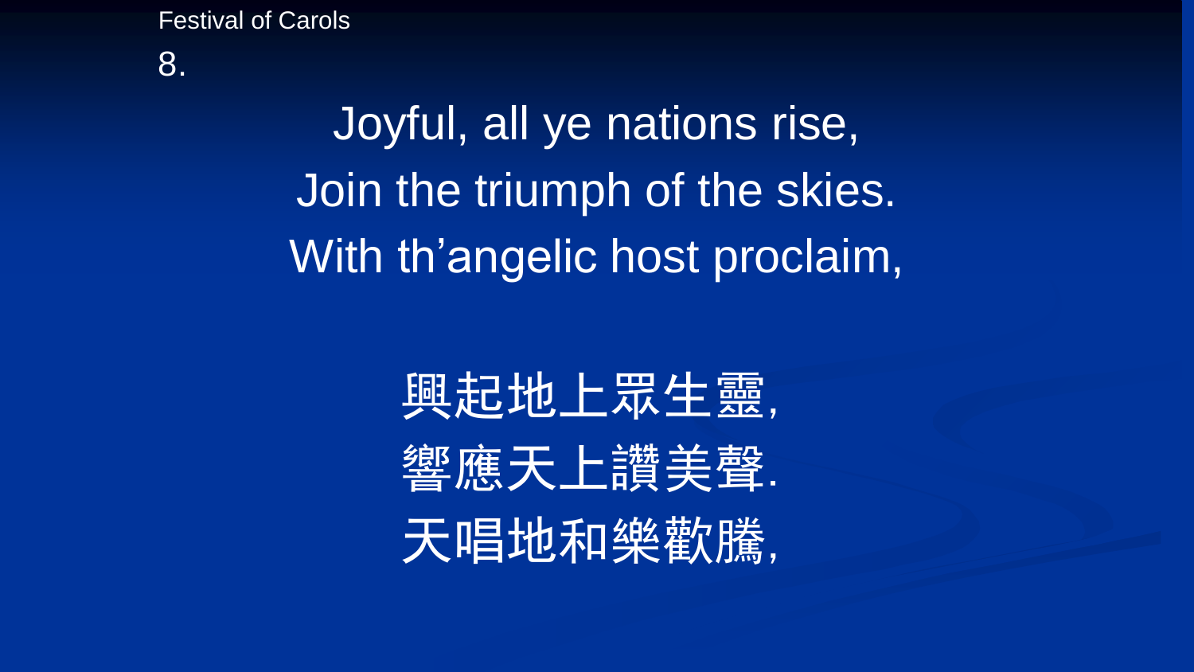Festival of Carols

8.

Joyful, all ye nations rise,
Join the triumph of the skies.
With th’angelic host proclaim,

興起地上眾生靈,
響應天上讚美聲.
天唱地和樂歡騰,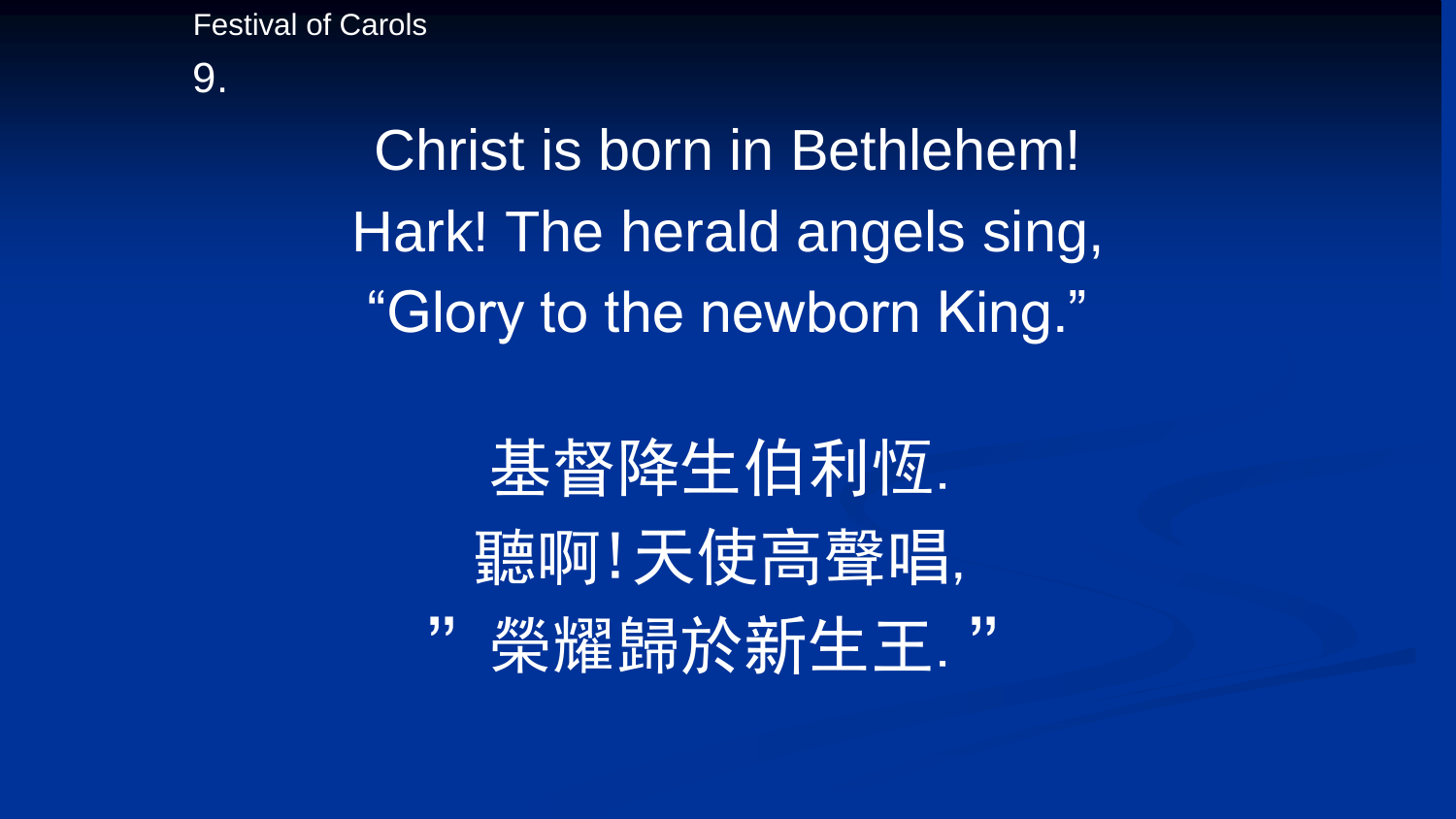Festival of Carols

9.

Christ is born in Bethlehem!
Hark! The herald angels sing,
“Glory to the newborn King.”

基督降生伯利恆.
聽啊!天使高聲唱,
” 榮耀歸於新生王. ”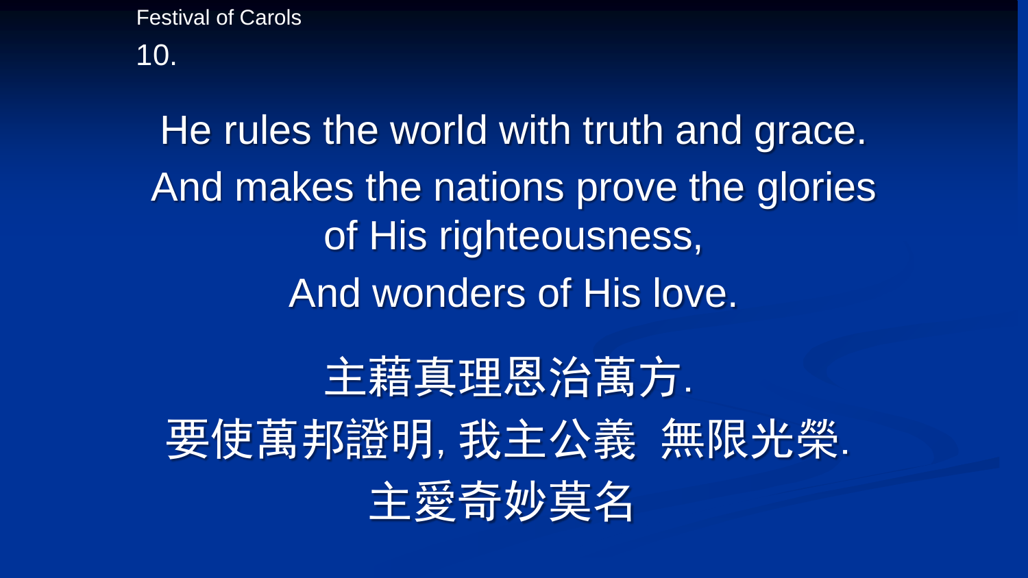Festival of Carols

10.

He rules the world with truth and grace.

And makes the nations prove the glories of His righteousness,

And wonders of His love.

主藉真理恩治萬方.

要使萬邦證明, 我主公義  無限光榮.

主愛奇妙莫名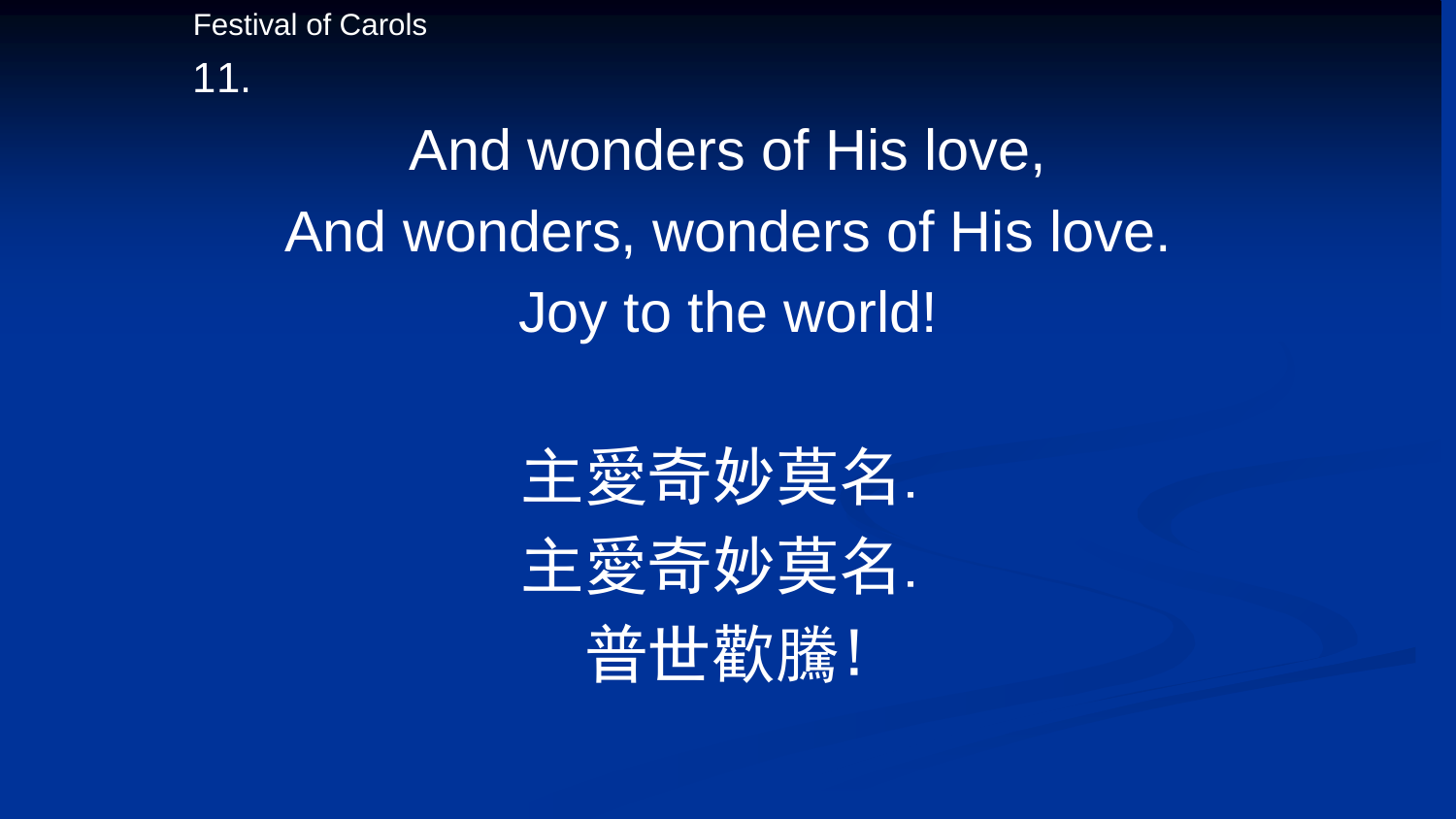Festival of Carols

11.

And wonders of His love,
And wonders, wonders of His love.
Joy to the world!

主愛奇妙莫名.
主愛奇妙莫名.
普世歡騰!